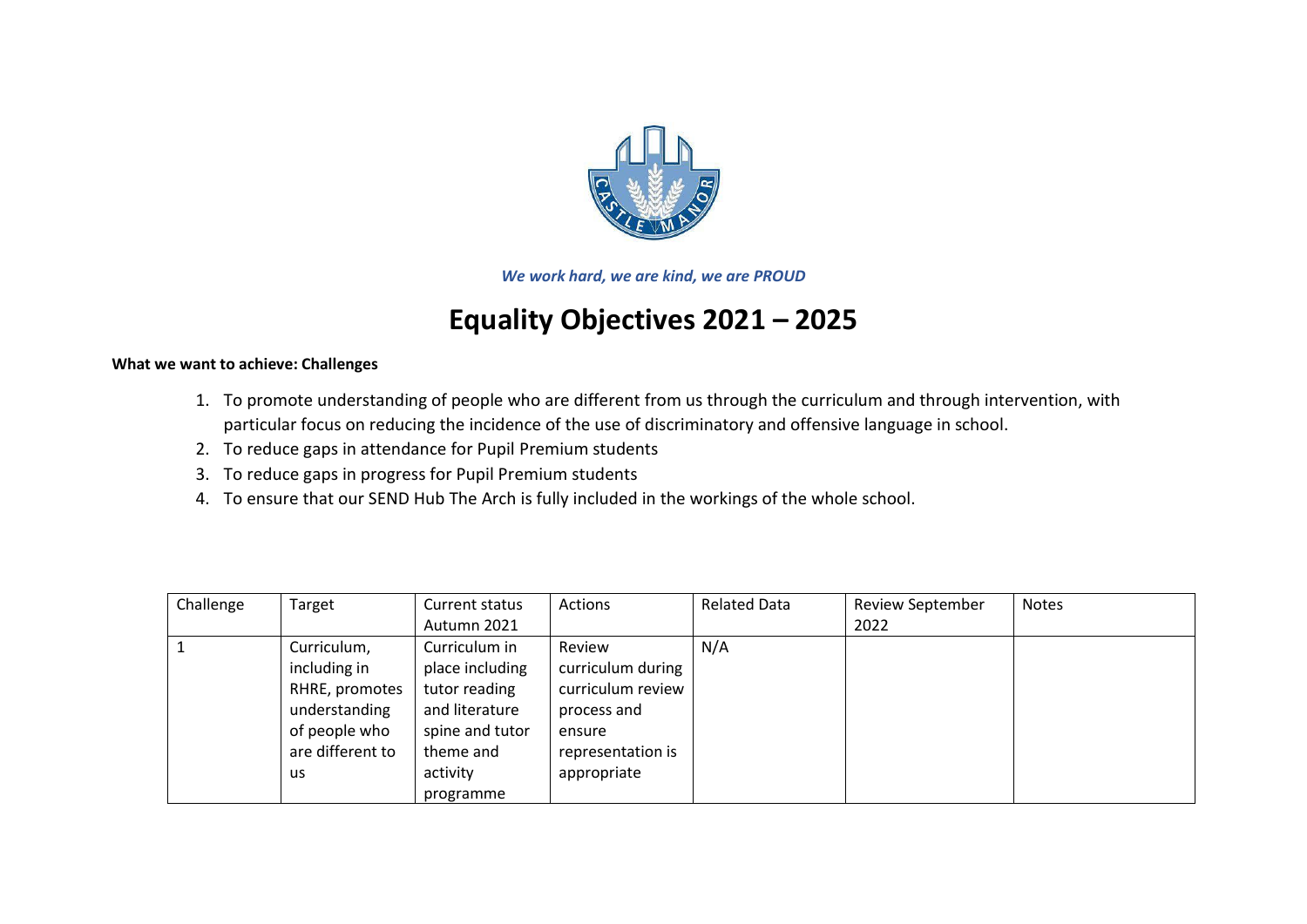*We work hard, we are kind, we are PROUD*

# Equality Objectives 2021 – 2025

**What we want to achieve: Challenges**

1. To promote understanding of people who are different from us through the curriculum and through intervention, with particular focus on reducing the incidence of the use of discriminatory and offensive language in school.
2. To reduce gaps in attendance for Pupil Premium students
3. To reduce gaps in progress for Pupil Premium students
4. To ensure that our SEND Hub The Arch is fully included in the workings of the whole school.

| Challenge | Target | Current status Autumn 2021 | Actions | Related Data | Review September 2022 | Notes |
|---|---|---|---|---|---|---|
| 1 | Curriculum, including in RHRE, promotes understanding of people who are different to us | Curriculum in place including tutor reading and literature spine and tutor theme and activity programme | Review curriculum during curriculum review process and ensure representation is appropriate | N/A | | |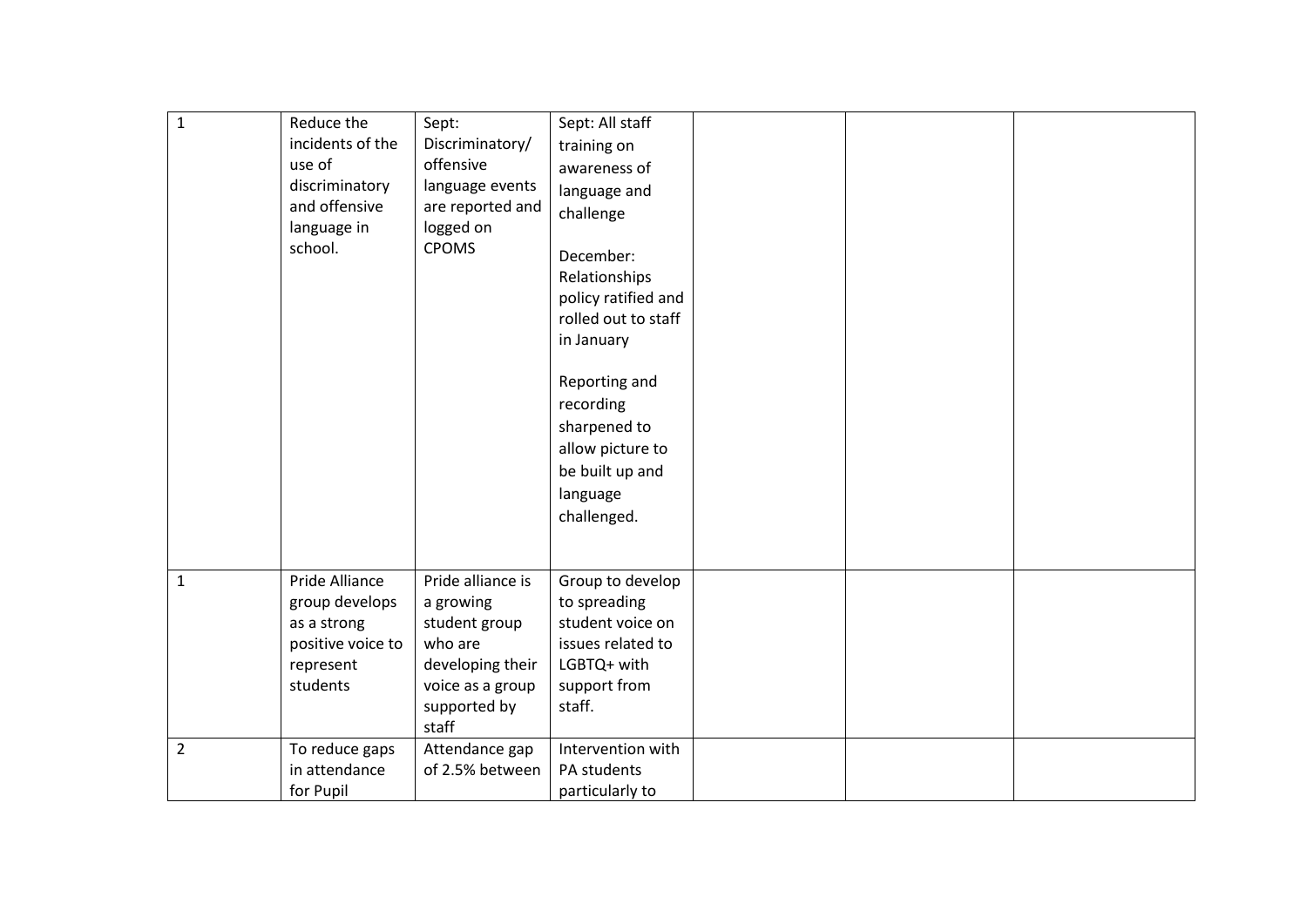| | | | | | | |
|---|---|---|---|---|---|---|
| 1 | Reduce the incidents of the use of discriminatory and offensive language in school. | Sept: Discriminatory/ offensive language events are reported and logged on CPOMS | Sept: All staff training on awareness of language and challenge<br><br>December: Relationships policy ratified and rolled out to staff in January<br><br>Reporting and recording sharpened to allow picture to be built up and language challenged. | | | |
| 1 | Pride Alliance group develops as a strong positive voice to represent students | Pride alliance is a growing student group who are developing their voice as a group supported by staff | Group to develop to spreading student voice on issues related to LGBTQ+ with support from staff. | | | |
| 2 | To reduce gaps in attendance for Pupil | Attendance gap of 2.5% between | Intervention with PA students particularly to | | | |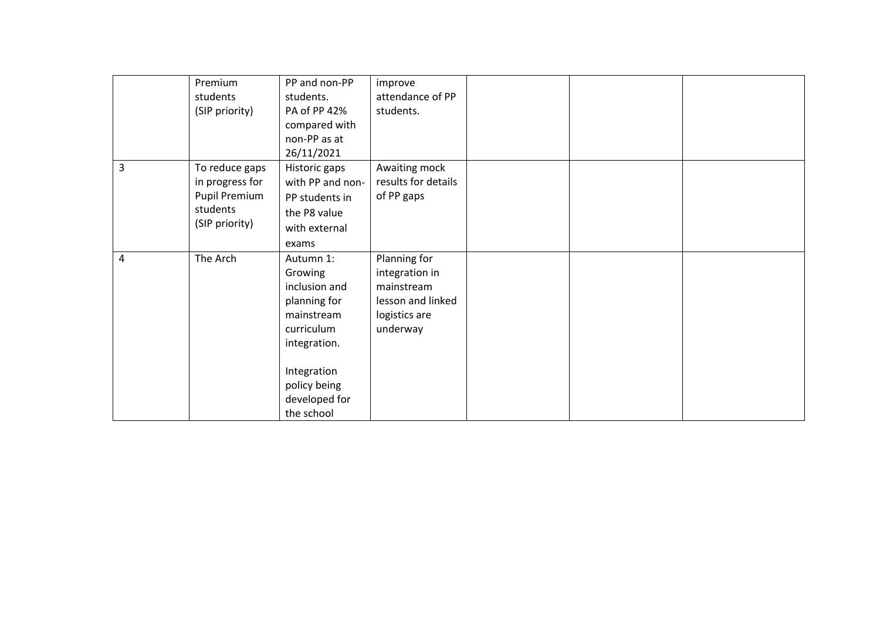| | | | | | | |
|---|---|---|---|---|---|---|
| | Premium students (SIP priority) | PP and non-PP students. PA of PP 42% compared with non-PP as at 26/11/2021 | improve attendance of PP students. | | | |
| 3 | To reduce gaps in progress for Pupil Premium students (SIP priority) | Historic gaps with PP and non-PP students in the P8 value with external exams | Awaiting mock results for details of PP gaps | | | |
| 4 | The Arch | Autumn 1: Growing inclusion and planning for mainstream curriculum integration.<br><br>Integration policy being developed for the school | Planning for integration in mainstream lesson and linked logistics are underway | | | |